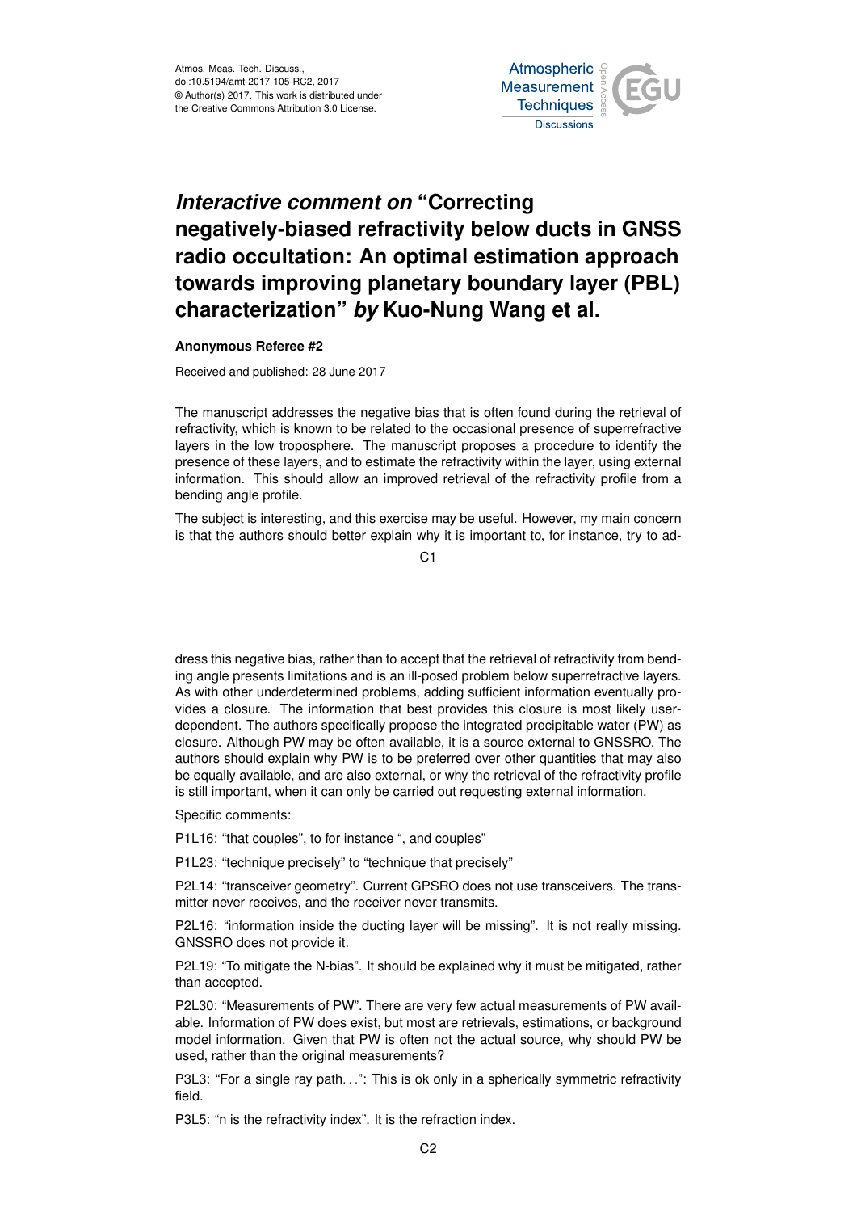Atmos. Meas. Tech. Discuss.,
doi:10.5194/amt-2017-105-RC2, 2017
© Author(s) 2017. This work is distributed under
the Creative Commons Attribution 3.0 License.

# *Interactive comment on* "Correcting negatively-biased refractivity below ducts in GNSS radio occultation: An optimal estimation approach towards improving planetary boundary layer (PBL) characterization" *by* Kuo-Nung Wang et al.

**Anonymous Referee #2**

Received and published: 28 June 2017

The manuscript addresses the negative bias that is often found during the retrieval of refractivity, which is known to be related to the occasional presence of superrefractive layers in the low troposphere. The manuscript proposes a procedure to identify the presence of these layers, and to estimate the refractivity within the layer, using external information. This should allow an improved retrieval of the refractivity profile from a bending angle profile.

The subject is interesting, and this exercise may be useful. However, my main concern is that the authors should better explain why it is important to, for instance, try to address this negative bias, rather than to accept that the retrieval of refractivity from bending angle presents limitations and is an ill-posed problem below superrefractive layers. As with other underdetermined problems, adding sufficient information eventually provides a closure. The information that best provides this closure is most likely user-dependent. The authors specifically propose the integrated precipitable water (PW) as closure. Although PW may be often available, it is a source external to GNSSRO. The authors should explain why PW is to be preferred over other quantities that may also be equally available, and are also external, or why the retrieval of the refractivity profile is still important, when it can only be carried out requesting external information.

Specific comments:

P1L16: "that couples", to for instance ", and couples"

P1L23: "technique precisely" to "technique that precisely"

P2L14: "transceiver geometry". Current GPSRO does not use transceivers. The transmitter never receives, and the receiver never transmits.

P2L16: "information inside the ducting layer will be missing". It is not really missing. GNSSRO does not provide it.

P2L19: "To mitigate the N-bias". It should be explained why it must be mitigated, rather than accepted.

P2L30: "Measurements of PW". There are very few actual measurements of PW available. Information of PW does exist, but most are retrievals, estimations, or background model information. Given that PW is often not the actual source, why should PW be used, rather than the original measurements?

P3L3: "For a single ray path…": This is ok only in a spherically symmetric refractivity field.

P3L5: "n is the refractivity index". It is the refraction index.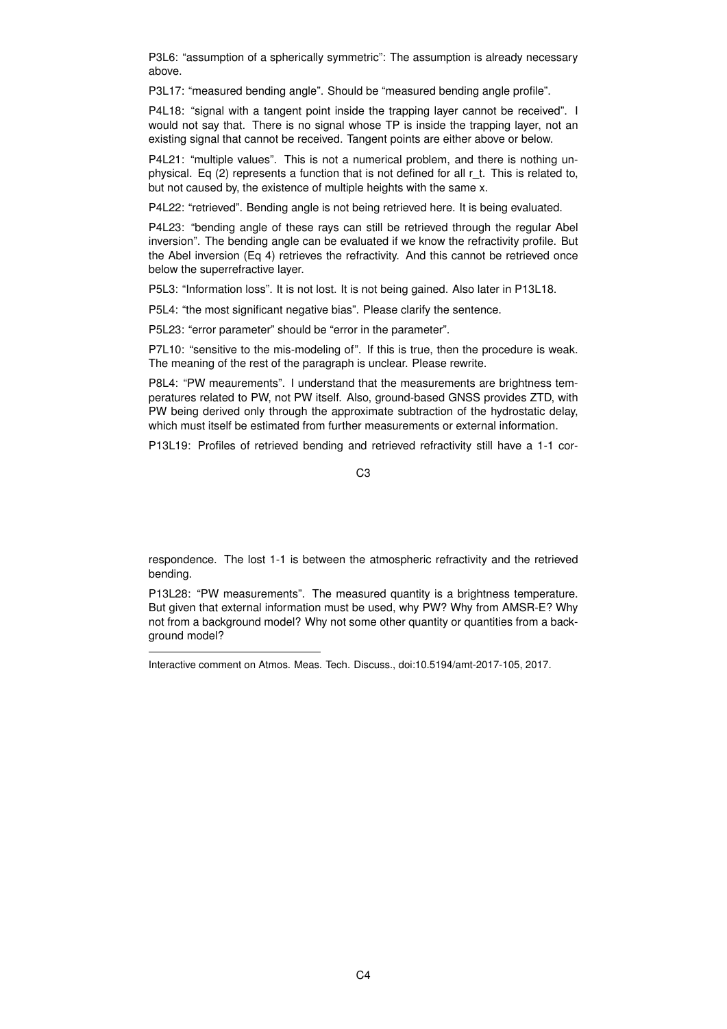P3L6: “assumption of a spherically symmetric”: The assumption is already necessary above.

P3L17: “measured bending angle”. Should be “measured bending angle profile”.

P4L18: “signal with a tangent point inside the trapping layer cannot be received”. I would not say that. There is no signal whose TP is inside the trapping layer, not an existing signal that cannot be received. Tangent points are either above or below.

P4L21: “multiple values”. This is not a numerical problem, and there is nothing unphysical. Eq (2) represents a function that is not defined for all $r_t$. This is related to, but not caused by, the existence of multiple heights with the same x.

P4L22: “retrieved”. Bending angle is not being retrieved here. It is being evaluated.

P4L23: “bending angle of these rays can still be retrieved through the regular Abel inversion”. The bending angle can be evaluated if we know the refractivity profile. But the Abel inversion (Eq 4) retrieves the refractivity. And this cannot be retrieved once below the superrefractive layer.

P5L3: “Information loss”. It is not lost. It is not being gained. Also later in P13L18.

P5L4: “the most significant negative bias”. Please clarify the sentence.

P5L23: “error parameter” should be “error in the parameter”.

P7L10: “sensitive to the mis-modeling of”. If this is true, then the procedure is weak. The meaning of the rest of the paragraph is unclear. Please rewrite.

P8L4: “PW meaurements”. I understand that the measurements are brightness temperatures related to PW, not PW itself. Also, ground-based GNSS provides ZTD, with PW being derived only through the approximate subtraction of the hydrostatic delay, which must itself be estimated from further measurements or external information.

P13L19: Profiles of retrieved bending and retrieved refractivity still have a 1-1 correspondence. The lost 1-1 is between the atmospheric refractivity and the retrieved bending.

P13L28: “PW measurements”. The measured quantity is a brightness temperature. But given that external information must be used, why PW? Why from AMSR-E? Why not from a background model? Why not some other quantity or quantities from a background model?

---

Interactive comment on Atmos. Meas. Tech. Discuss., doi:10.5194/amt-2017-105, 2017.